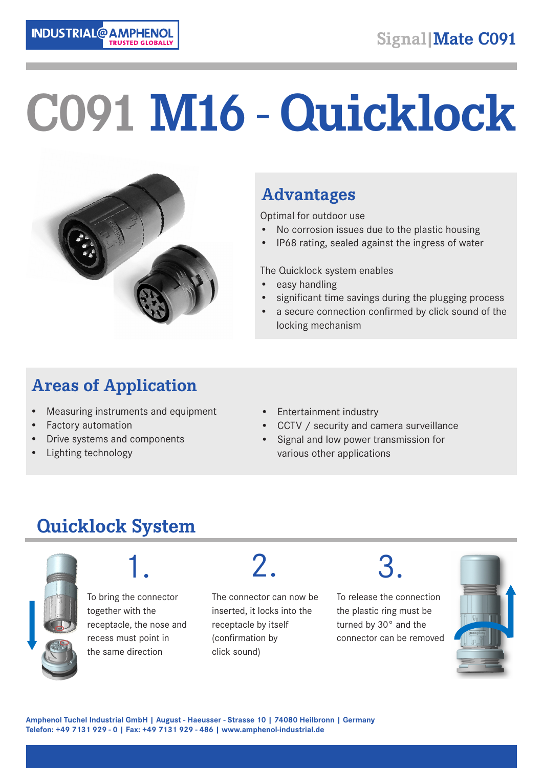# C091 M16 - Quicklock

## Advantages

Optimal for outdoor use

- No corrosion issues due to the plastic housing
- IP68 rating, sealed against the ingress of water

The Quicklock system enables

- easy handling
- significant time savings during the plugging process
- a secure connection confirmed by click sound of the locking mechanism

## Areas of Application

- Measuring instruments and equipment
- Factory automation
- Drive systems and components
- Lighting technology
- Entertainment industry
- CCTV / security and camera surveillance
- Signal and low power transmission for various other applications

## Quicklock System

**1.** To bring the connector together with the receptacle, the nose and recess must point in the same direction

**2.** The connector can now be inserted, it locks into the receptacle by itself (confirmation by click sound)

**3.** To release the connection the plastic ring must be turned by 30° and the connector can be removed

**Amphenol Tuchel Industrial GmbH | August - Haeusser - Strasse 10 | 74080 Heilbronn | Germany**
**Telefon: +49 7131 929 - 0 | Fax: +49 7131 929 - 486 | www.amphenol-industrial.de**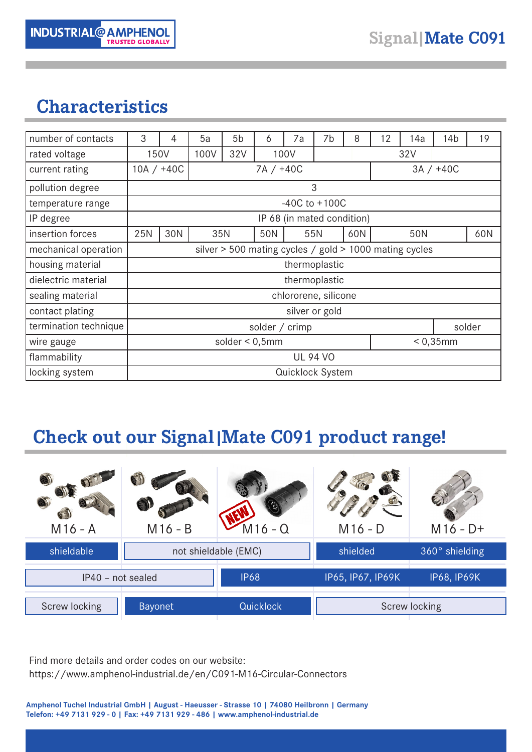# Characteristics

| number of contacts | 3 | 4 | 5a | 5b | 6 | 7a | 7b | 8 | 12 | 14a | 14b | 19 |
|---|---|---|---|---|---|---|---|---|---|---|---|---|
| rated voltage | 150V | | 100V | 32V | 100V | | 32V | | | | | |
| current rating | 10A / +40C | | 7A / +40C | | | | | | 3A / +40C | | | |
| pollution degree | 3 | | | | | | | | | | | |
| temperature range | -40C to +100C | | | | | | | | | | | |
| IP degree | IP 68 (in mated condition) | | | | | | | | | | | |
| insertion forces | 25N | 30N | 35N | | 50N | 55N | | 60N | 50N | | | 60N |
| mechanical operation | silver > 500 mating cycles / gold > 1000 mating cycles | | | | | | | | | | | |
| housing material | thermoplastic | | | | | | | | | | | |
| dielectric material | thermoplastic | | | | | | | | | | | |
| sealing material | chlororene, silicone | | | | | | | | | | | |
| contact plating | silver or gold | | | | | | | | | | | |
| termination technique | solder / crimp | | | | | | | | | | solder | |
| wire gauge | solder < 0,5mm | | | | | | | | < 0,35mm | | | |
| flammability | UL 94 VO | | | | | | | | | | | |
| locking system | Quicklock System | | | | | | | | | | | |

# Check out our Signal|Mate C091 product range!

| M16 - A | M16 - B | M16 - Q (NEW) | M16 - D | M16 - D+ |
|---|---|---|---|---|
| shieldable | not shieldable (EMC) | | shielded | 360° shielding |
| IP40 – not sealed | | IP68 | IP65, IP67, IP69K | IP68, IP69K |
| Screw locking | Bayonet | Quicklock | Screw locking | |

Find more details and order codes on our website:
https://www.amphenol-industrial.de/en/C091-M16-Circular-Connectors

**Amphenol Tuchel Industrial GmbH | August - Haeusser - Strasse 10 | 74080 Heilbronn | Germany**
**Telefon: +49 7131 929 - 0 | Fax: +49 7131 929 - 486 | www.amphenol-industrial.de**